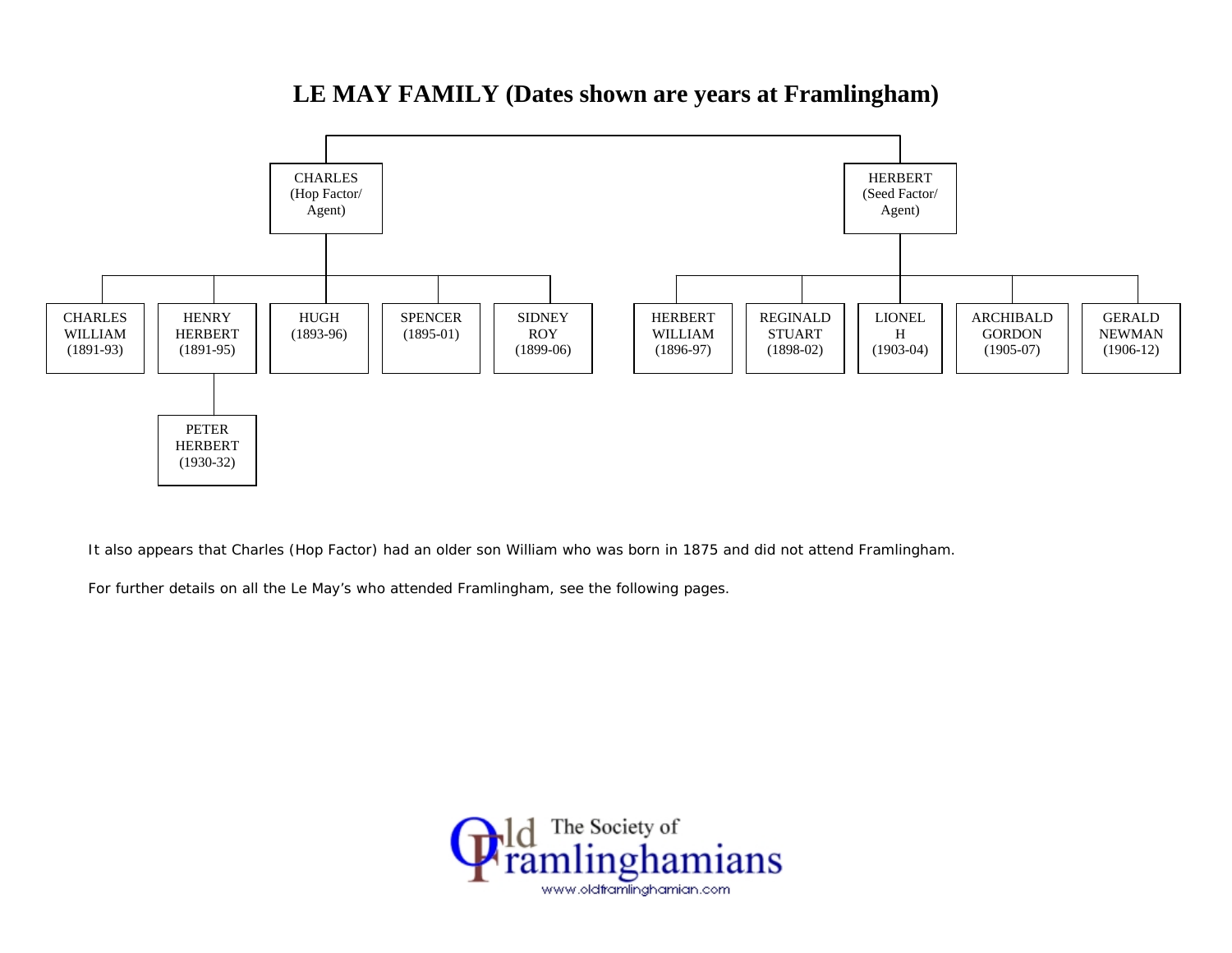# LE MAY FAMILY (Dates shown are years at Framlingham)

CHARLES
(Hop Factor/
Agent)

HERBERT
(Seed Factor/
Agent)

CHARLES
WILLIAM
(1891-93)

HENRY
HERBERT
(1891-95)

HUGH
(1893-96)

SPENCER
(1895-01)

SIDNEY
ROY
(1899-06)

HERBERT
WILLIAM
(1896-97)

REGINALD
STUART
(1898-02)

LIONEL
H
(1903-04)

ARCHIBALD
GORDON
(1905-07)

GERALD
NEWMAN
(1906-12)

PETER
HERBERT
(1930-32)

It also appears that Charles (Hop Factor) had an older son William who was born in 1875 and did not attend Framlingham.

For further details on all the Le May's who attended Framlingham, see the following pages.

Old The Society of Framlinghamians
www.oldframlinghamian.com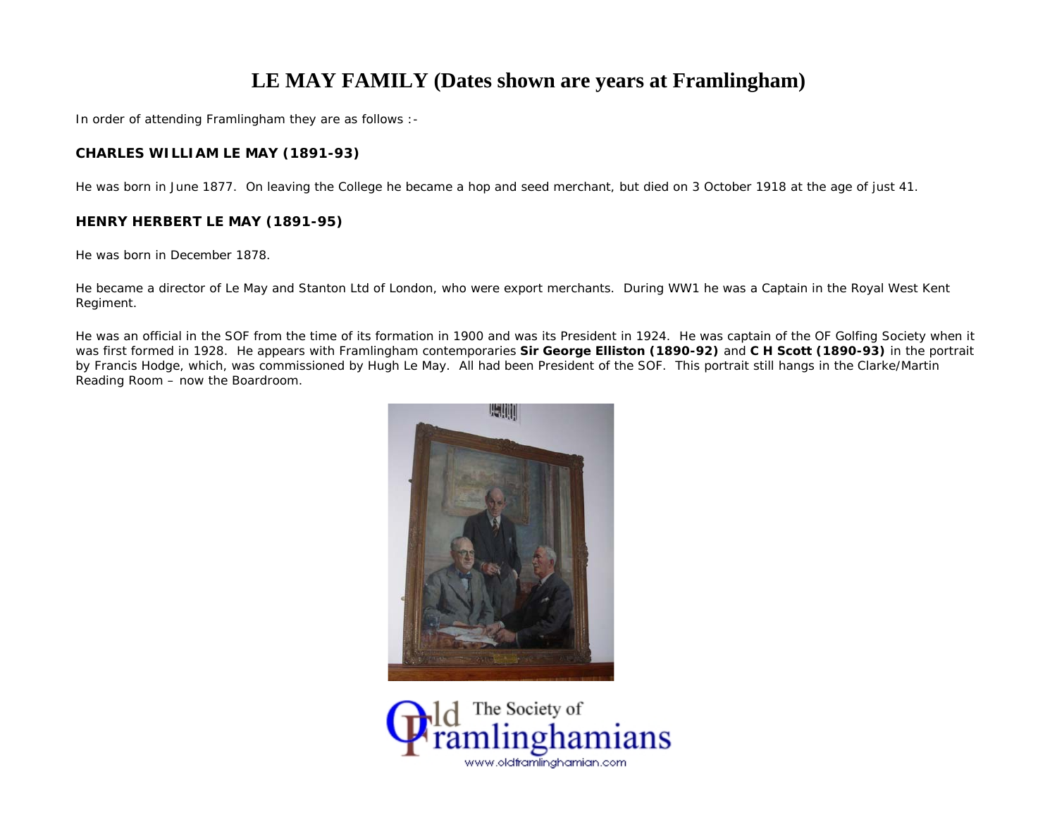# LE MAY FAMILY (Dates shown are years at Framlingham)

In order of attending Framlingham they are as follows :-

### CHARLES WILLIAM LE MAY (1891-93)

He was born in June 1877. On leaving the College he became a hop and seed merchant, but died on 3 October 1918 at the age of just 41.

### HENRY HERBERT LE MAY (1891-95)

He was born in December 1878.

He became a director of Le May and Stanton Ltd of London, who were export merchants. During WW1 he was a Captain in the Royal West Kent Regiment.

He was an official in the SOF from the time of its formation in 1900 and was its President in 1924. He was captain of the OF Golfing Society when it was first formed in 1928. He appears with Framlingham contemporaries **Sir George Elliston (1890-92)** and **C H Scott (1890-93)** in the portrait by Francis Hodge, which, was commissioned by Hugh Le May. All had been President of the SOF. This portrait still hangs in the Clarke/Martin Reading Room – now the Boardroom.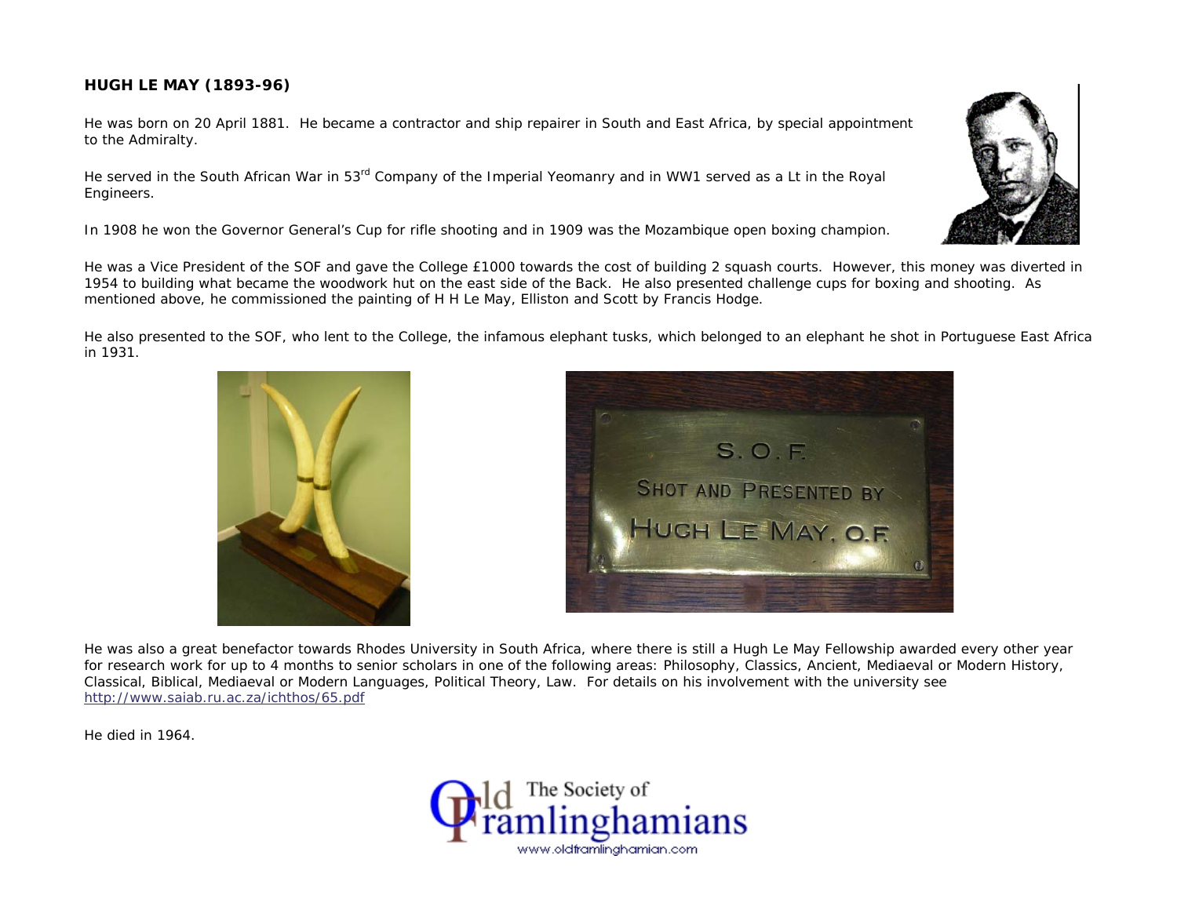**HUGH LE MAY (1893-96)**

He was born on 20 April 1881. He became a contractor and ship repairer in South and East Africa, by special appointment to the Admiralty.

He served in the South African War in 53rd Company of the Imperial Yeomanry and in WW1 served as a Lt in the Royal Engineers.

In 1908 he won the Governor General's Cup for rifle shooting and in 1909 was the Mozambique open boxing champion.

He was a Vice President of the SOF and gave the College £1000 towards the cost of building 2 squash courts. However, this money was diverted in 1954 to building what became the woodwork hut on the east side of the Back. He also presented challenge cups for boxing and shooting. As mentioned above, he commissioned the painting of H H Le May, Elliston and Scott by Francis Hodge.

He also presented to the SOF, who lent to the College, the infamous elephant tusks, which belonged to an elephant he shot in Portuguese East Africa in 1931.

S.O.F.
SHOT AND PRESENTED BY
HUGH LE MAY, O.F.

He was also a great benefactor towards Rhodes University in South Africa, where there is still a Hugh Le May Fellowship awarded every other year for research work for up to 4 months to senior scholars in one of the following areas: Philosophy, Classics, Ancient, Mediaeval or Modern History, Classical, Biblical, Mediaeval or Modern Languages, Political Theory, Law. For details on his involvement with the university see http://www.saiab.ru.ac.za/ichthos/65.pdf

He died in 1964.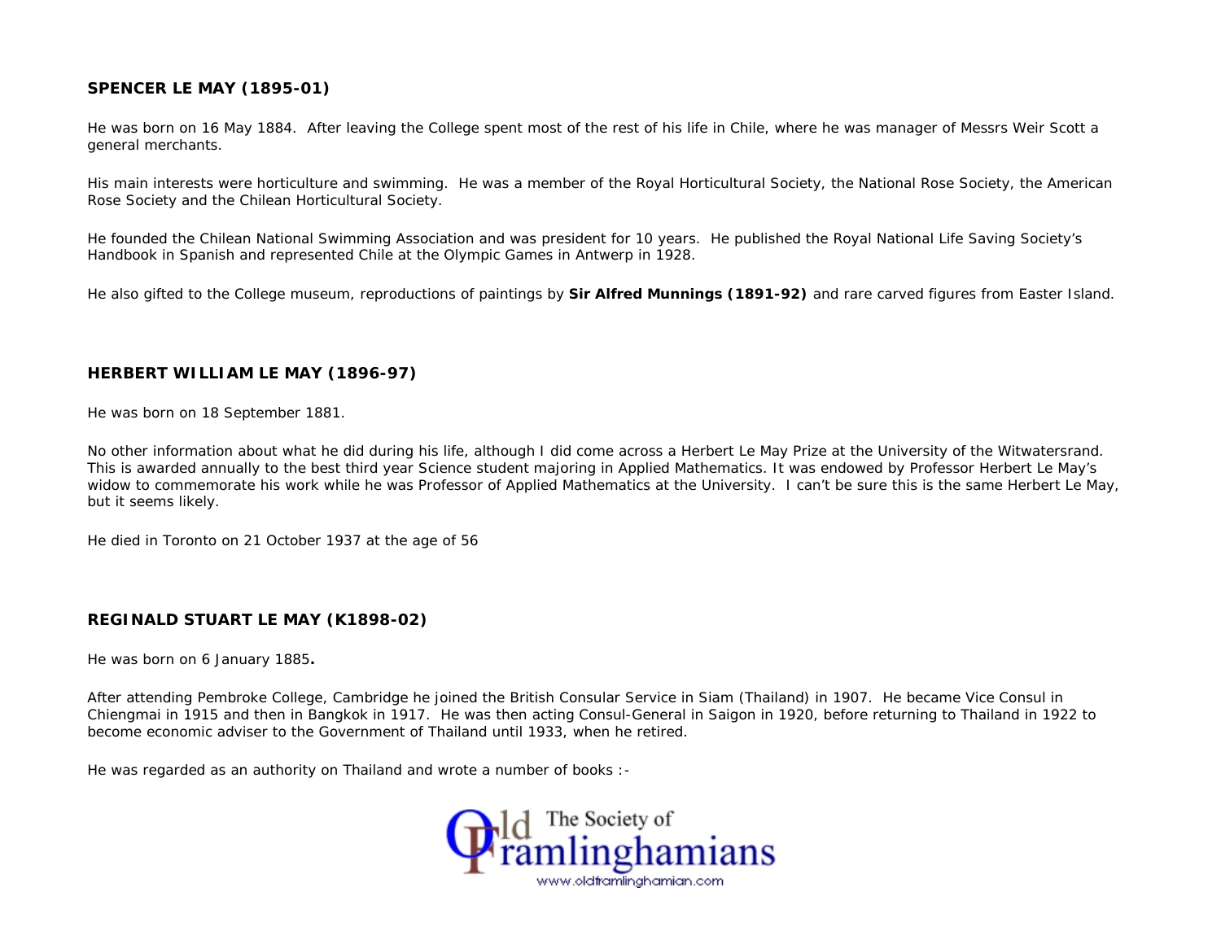**SPENCER LE MAY (1895-01)**

He was born on 16 May 1884. After leaving the College spent most of the rest of his life in Chile, where he was manager of Messrs Weir Scott a general merchants.

His main interests were horticulture and swimming. He was a member of the Royal Horticultural Society, the National Rose Society, the American Rose Society and the Chilean Horticultural Society.

He founded the Chilean National Swimming Association and was president for 10 years. He published the Royal National Life Saving Society's Handbook in Spanish and represented Chile at the Olympic Games in Antwerp in 1928.

He also gifted to the College museum, reproductions of paintings by **Sir Alfred Munnings (1891-92)** and rare carved figures from Easter Island.

**HERBERT WILLIAM LE MAY (1896-97)**

He was born on 18 September 1881.

No other information about what he did during his life, although I did come across a Herbert Le May Prize at the University of the Witwatersrand. This is awarded annually to the best third year Science student majoring in Applied Mathematics. It was endowed by Professor Herbert Le May's widow to commemorate his work while he was Professor of Applied Mathematics at the University. I can't be sure this is the same Herbert Le May, but it seems likely.

He died in Toronto on 21 October 1937 at the age of 56

**REGINALD STUART LE MAY (K1898-02)**

He was born on 6 January 1885**.**

After attending Pembroke College, Cambridge he joined the British Consular Service in Siam (Thailand) in 1907. He became Vice Consul in Chiengmai in 1915 and then in Bangkok in 1917. He was then acting Consul-General in Saigon in 1920, before returning to Thailand in 1922 to become economic adviser to the Government of Thailand until 1933, when he retired.

He was regarded as an authority on Thailand and wrote a number of books :-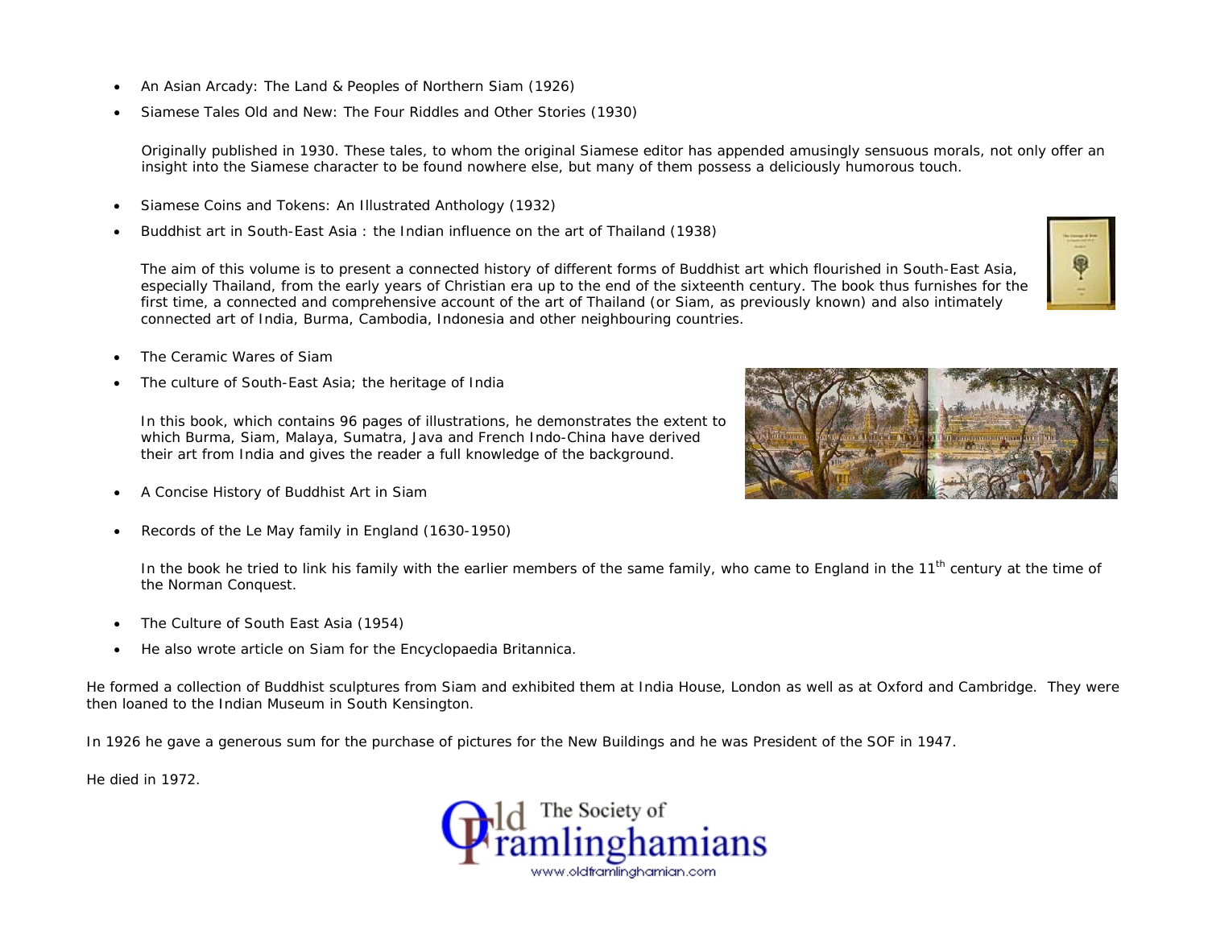- An Asian Arcady: The Land & Peoples of Northern Siam (1926)
- Siamese Tales Old and New: The Four Riddles and Other Stories (1930)

  Originally published in 1930. These tales, to whom the original Siamese editor has appended amusingly sensuous morals, not only offer an insight into the Siamese character to be found nowhere else, but many of them possess a deliciously humorous touch.

- Siamese Coins and Tokens: An Illustrated Anthology (1932)
- Buddhist art in South-East Asia : the Indian influence on the art of Thailand (1938)

  The aim of this volume is to present a connected history of different forms of Buddhist art which flourished in South-East Asia, especially Thailand, from the early years of Christian era up to the end of the sixteenth century. The book thus furnishes for the first time, a connected and comprehensive account of the art of Thailand (or Siam, as previously known) and also intimately connected art of India, Burma, Cambodia, Indonesia and other neighbouring countries.

- The Ceramic Wares of Siam
- The culture of South-East Asia; the heritage of India

  In this book, which contains 96 pages of illustrations, he demonstrates the extent to which Burma, Siam, Malaya, Sumatra, Java and French Indo-China have derived their art from India and gives the reader a full knowledge of the background.

- A Concise History of Buddhist Art in Siam
- Records of the Le May family in England (1630-1950)

  In the book he tried to link his family with the earlier members of the same family, who came to England in the 11th century at the time of the Norman Conquest.

- The Culture of South East Asia (1954)
- He also wrote article on Siam for the Encyclopaedia Britannica.

He formed a collection of Buddhist sculptures from Siam and exhibited them at India House, London as well as at Oxford and Cambridge. They were then loaned to the Indian Museum in South Kensington.

In 1926 he gave a generous sum for the purchase of pictures for the New Buildings and he was President of the SOF in 1947.

He died in 1972.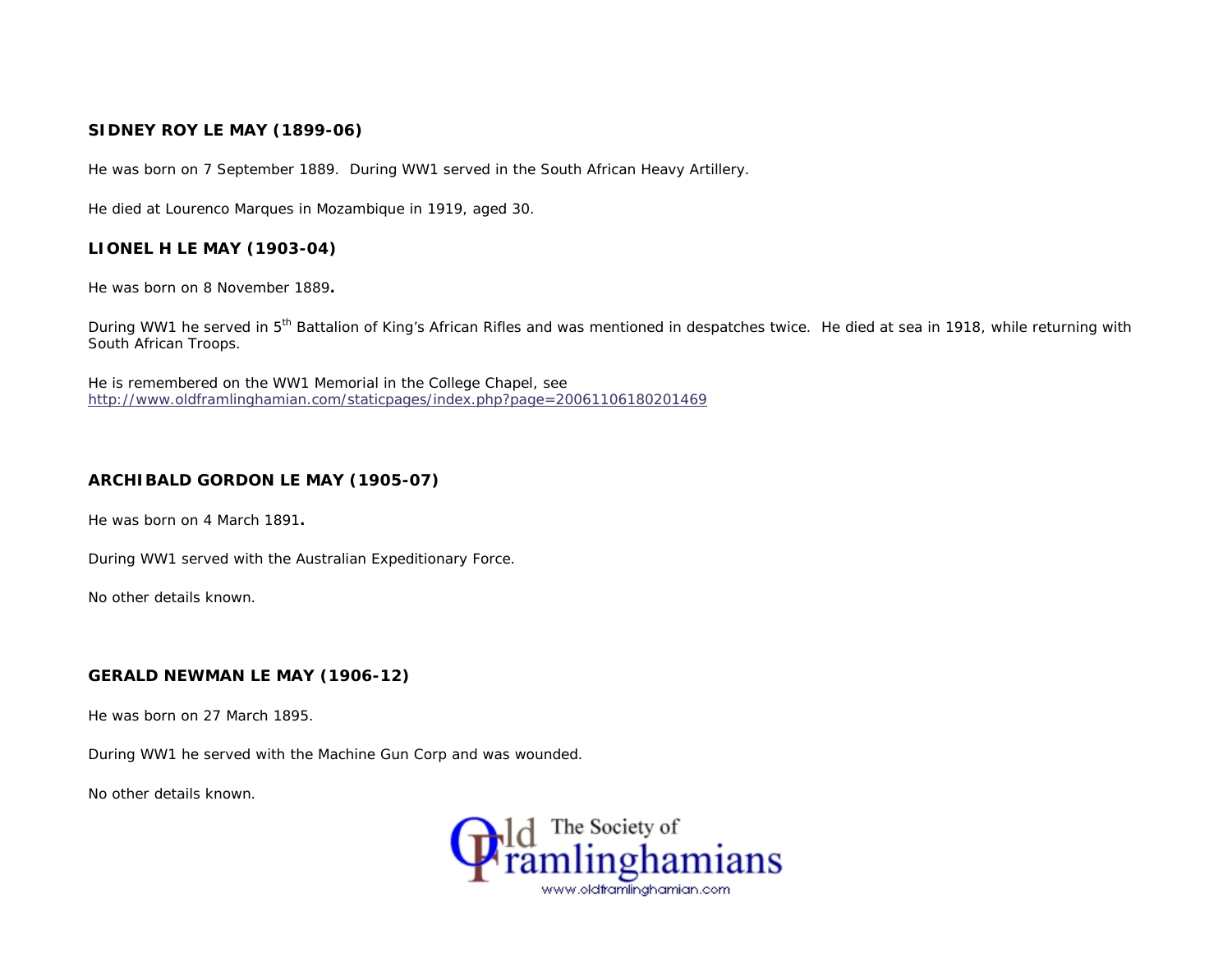**SIDNEY ROY LE MAY (1899-06)**

He was born on 7 September 1889. During WW1 served in the South African Heavy Artillery.

He died at Lourenco Marques in Mozambique in 1919, aged 30.

**LIONEL H LE MAY (1903-04)**

He was born on 8 November 1889**.**

During WW1 he served in 5th Battalion of King's African Rifles and was mentioned in despatches twice. He died at sea in 1918, while returning with South African Troops.

He is remembered on the WW1 Memorial in the College Chapel, see
http://www.oldframlinghamian.com/staticpages/index.php?page=20061106180201469

**ARCHIBALD GORDON LE MAY (1905-07)**

He was born on 4 March 1891**.**

During WW1 served with the Australian Expeditionary Force.

No other details known.

**GERALD NEWMAN LE MAY (1906-12)**

He was born on 27 March 1895.

During WW1 he served with the Machine Gun Corp and was wounded.

No other details known.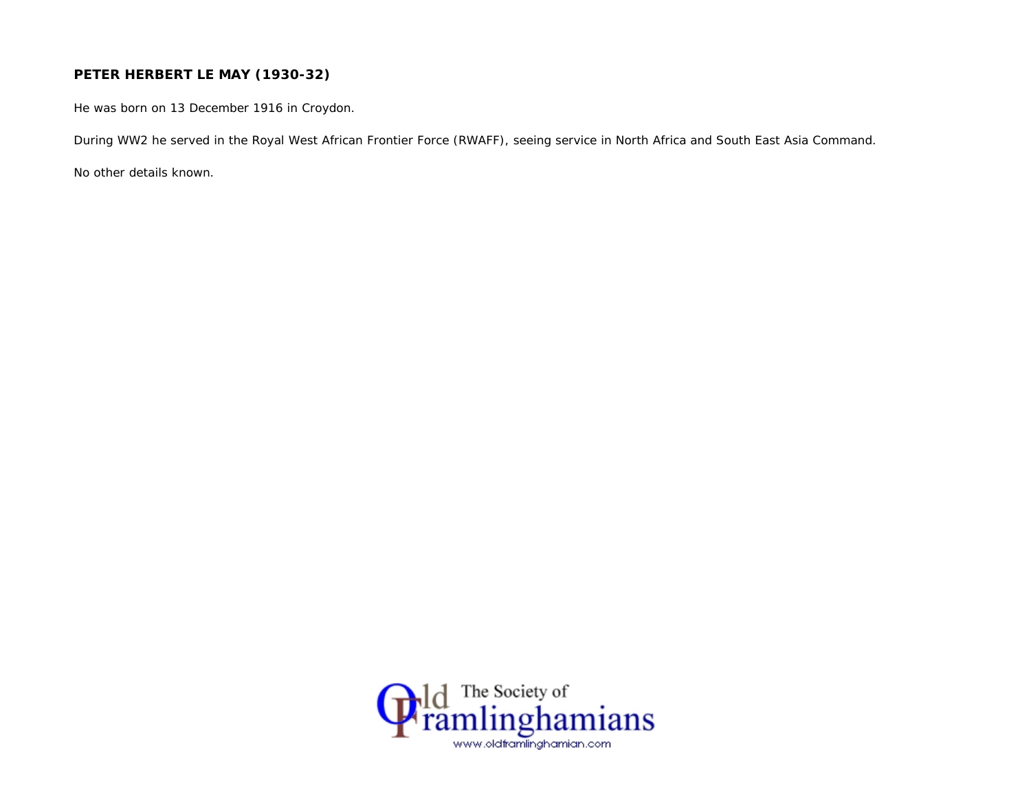**PETER HERBERT LE MAY (1930-32)**

He was born on 13 December 1916 in Croydon.

During WW2 he served in the Royal West African Frontier Force (RWAFF), seeing service in North Africa and South East Asia Command.

No other details known.